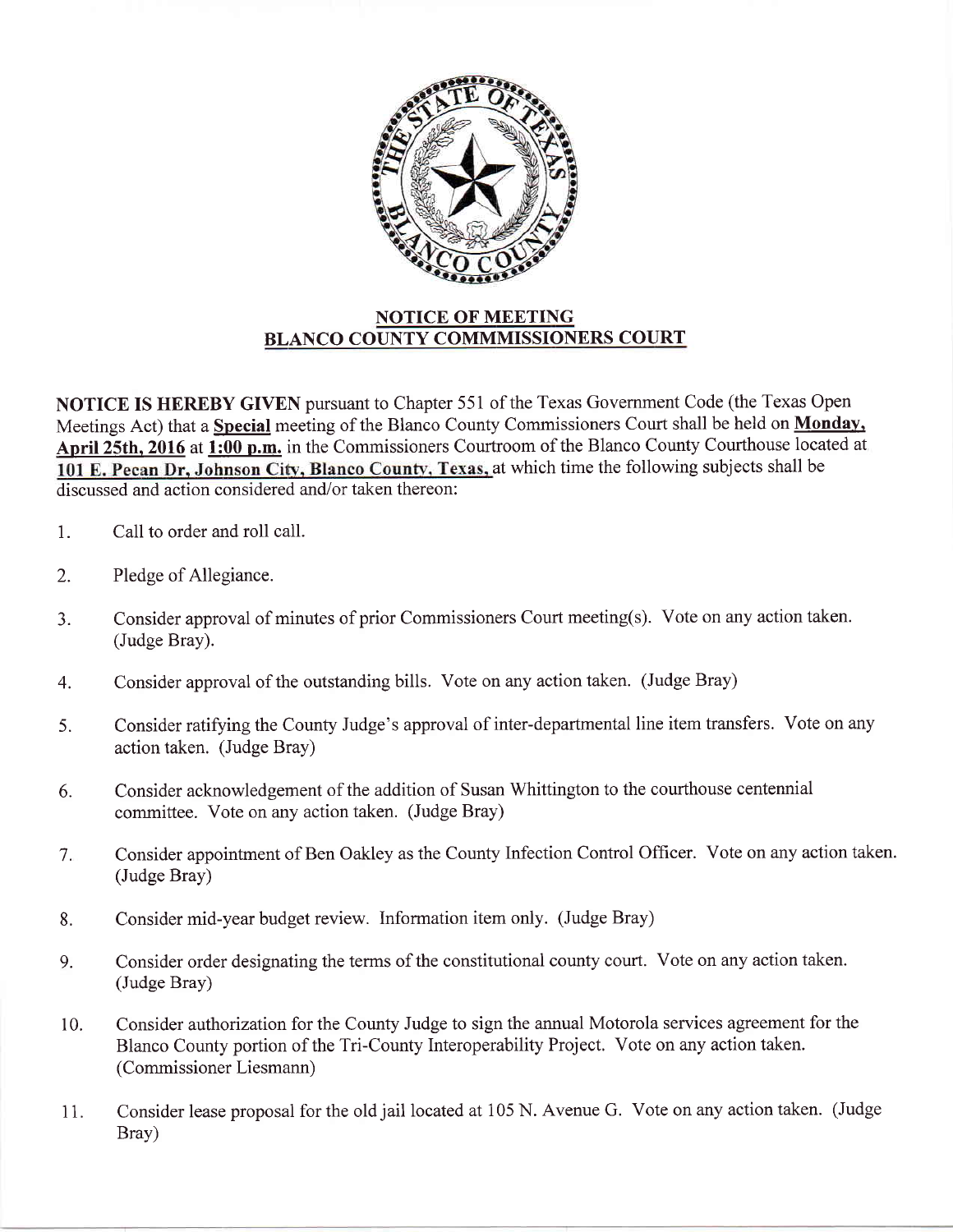## NOTICE OF MEETING
## BLANCO COUNTY COMMMISSIONERS COURT

**NOTICE IS HEREBY GIVEN** pursuant to Chapter 551 of the Texas Government Code (the Texas Open Meetings Act) that a **Special** meeting of the Blanco County Commissioners Court shall be held on **Monday, April 25th, 2016** at **1:00 p.m.** in the Commissioners Courtroom of the Blanco County Courthouse located at **101 E. Pecan Dr, Johnson City, Blanco County, Texas,** at which time the following subjects shall be discussed and action considered and/or taken thereon:

1. Call to order and roll call.
2. Pledge of Allegiance.
3. Consider approval of minutes of prior Commissioners Court meeting(s). Vote on any action taken. (Judge Bray).
4. Consider approval of the outstanding bills. Vote on any action taken. (Judge Bray)
5. Consider ratifying the County Judge's approval of inter-departmental line item transfers. Vote on any action taken. (Judge Bray)
6. Consider acknowledgement of the addition of Susan Whittington to the courthouse centennial committee. Vote on any action taken. (Judge Bray)
7. Consider appointment of Ben Oakley as the County Infection Control Officer. Vote on any action taken. (Judge Bray)
8. Consider mid-year budget review. Information item only. (Judge Bray)
9. Consider order designating the terms of the constitutional county court. Vote on any action taken. (Judge Bray)
10. Consider authorization for the County Judge to sign the annual Motorola services agreement for the Blanco County portion of the Tri-County Interoperability Project. Vote on any action taken. (Commissioner Liesmann)
11. Consider lease proposal for the old jail located at 105 N. Avenue G. Vote on any action taken. (Judge Bray)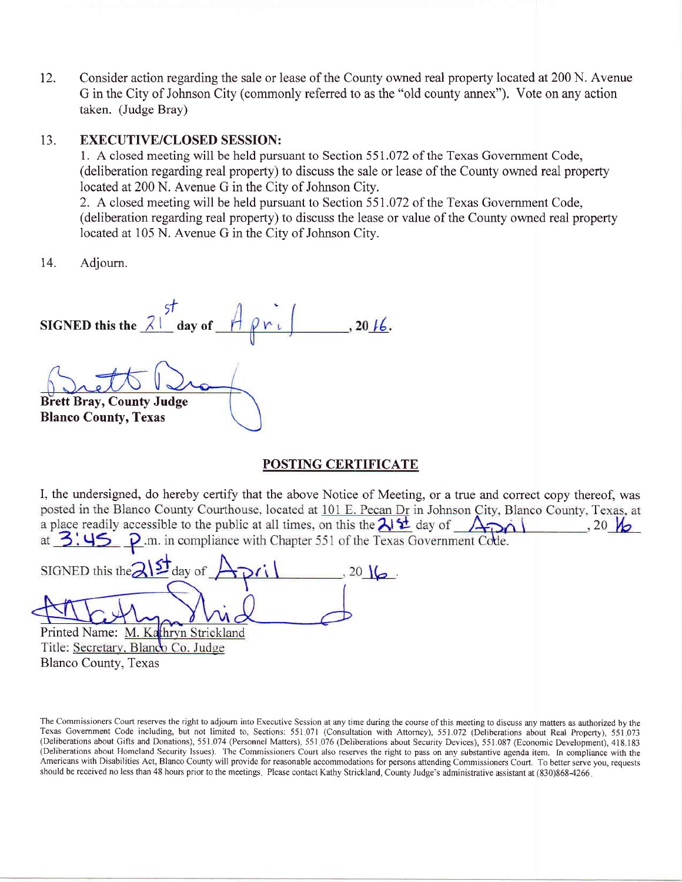12. Consider action regarding the sale or lease of the County owned real property located at 200 N. Avenue G in the City of Johnson City (commonly referred to as the "old county annex"). Vote on any action taken. (Judge Bray)

13. **EXECUTIVE/CLOSED SESSION:**
    1. A closed meeting will be held pursuant to Section 551.072 of the Texas Government Code, (deliberation regarding real property) to discuss the sale or lease of the County owned real property located at 200 N. Avenue G in the City of Johnson City.
    2. A closed meeting will be held pursuant to Section 551.072 of the Texas Government Code, (deliberation regarding real property) to discuss the lease or value of the County owned real property located at 105 N. Avenue G in the City of Johnson City.

14. Adjourn.

**SIGNED this the** 21st **day of** April **, 20**16**.**

**Brett Bray, County Judge**
**Blanco County, Texas**

## POSTING CERTIFICATE

I, the undersigned, do hereby certify that the above Notice of Meeting, or a true and correct copy thereof, was posted in the Blanco County Courthouse, located at 101 E. Pecan Dr in Johnson City, Blanco County, Texas, at a place readily accessible to the public at all times, on this the 21st day of April, 20 16 at 3:45 p.m. in compliance with Chapter 551 of the Texas Government Code.

SIGNED this the 21st day of April, 20 16.

Printed Name: M. Kathryn Strickland
Title: Secretary, Blanco Co. Judge
Blanco County, Texas

The Commissioners Court reserves the right to adjourn into Executive Session at any time during the course of this meeting to discuss any matters as authorized by the Texas Government Code including, but not limited to, Sections: 551.071 (Consultation with Attorney), 551.072 (Deliberations about Real Property), 551.073 (Deliberations about Gifts and Donations), 551.074 (Personnel Matters), 551.076 (Deliberations about Security Devices), 551.087 (Economic Development), 418.183 (Deliberations about Homeland Security Issues). The Commissioners Court also reserves the right to pass on any substantive agenda item. In compliance with the Americans with Disabilities Act, Blanco County will provide for reasonable accommodations for persons attending Commissioners Court. To better serve you, requests should be received no less than 48 hours prior to the meetings. Please contact Kathy Strickland, County Judge's administrative assistant at (830)868-4266.